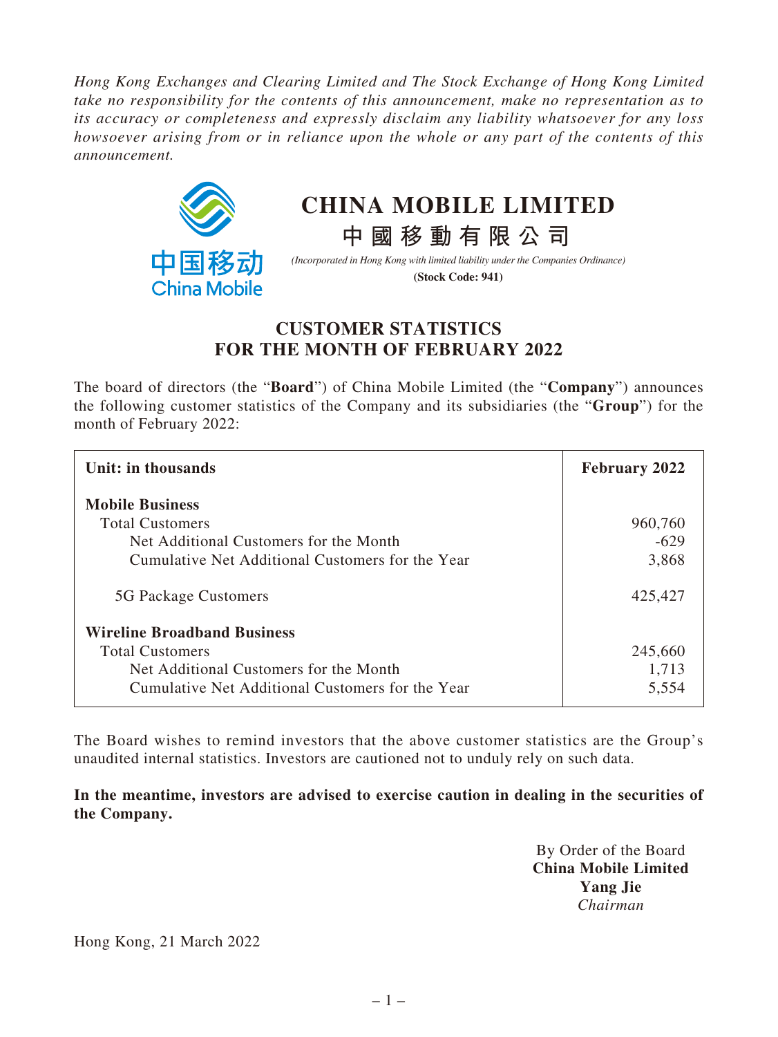*Hong Kong Exchanges and Clearing Limited and The Stock Exchange of Hong Kong Limited take no responsibility for the contents of this announcement, make no representation as to its accuracy or completeness and expressly disclaim any liability whatsoever for any loss howsoever arising from or in reliance upon the whole or any part of the contents of this announcement.*

# CHINA MOBILE LIMITED

# 中國移動有限公司

*(Incorporated in Hong Kong with limited liability under the Companies Ordinance)*

**(Stock Code: 941)**

## CUSTOMER STATISTICS FOR THE MONTH OF FEBRUARY 2022

The board of directors (the "**Board**") of China Mobile Limited (the "**Company**") announces the following customer statistics of the Company and its subsidiaries (the "**Group**") for the month of February 2022:

| Unit: in thousands | February 2022 |
|---|---|
| **Mobile Business** | |
| Total Customers | 960,760 |
| Net Additional Customers for the Month | -629 |
| Cumulative Net Additional Customers for the Year | 3,868 |
| 5G Package Customers | 425,427 |
| **Wireline Broadband Business** | |
| Total Customers | 245,660 |
| Net Additional Customers for the Month | 1,713 |
| Cumulative Net Additional Customers for the Year | 5,554 |

The Board wishes to remind investors that the above customer statistics are the Group's unaudited internal statistics. Investors are cautioned not to unduly rely on such data.

**In the meantime, investors are advised to exercise caution in dealing in the securities of the Company.**

By Order of the Board
**China Mobile Limited**
**Yang Jie**
*Chairman*

Hong Kong, 21 March 2022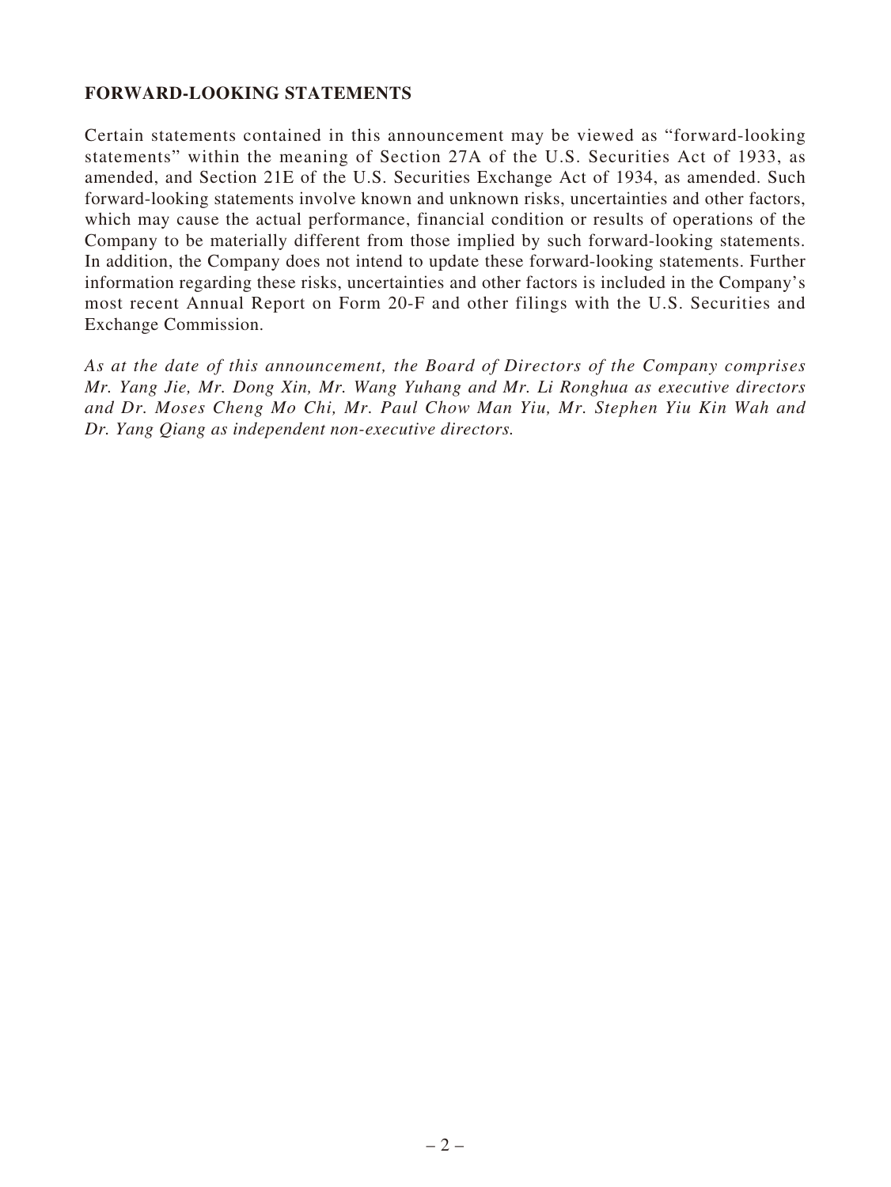**FORWARD-LOOKING STATEMENTS**

Certain statements contained in this announcement may be viewed as "forward-looking statements" within the meaning of Section 27A of the U.S. Securities Act of 1933, as amended, and Section 21E of the U.S. Securities Exchange Act of 1934, as amended. Such forward-looking statements involve known and unknown risks, uncertainties and other factors, which may cause the actual performance, financial condition or results of operations of the Company to be materially different from those implied by such forward-looking statements. In addition, the Company does not intend to update these forward-looking statements. Further information regarding these risks, uncertainties and other factors is included in the Company's most recent Annual Report on Form 20-F and other filings with the U.S. Securities and Exchange Commission.

*As at the date of this announcement, the Board of Directors of the Company comprises Mr. Yang Jie, Mr. Dong Xin, Mr. Wang Yuhang and Mr. Li Ronghua as executive directors and Dr. Moses Cheng Mo Chi, Mr. Paul Chow Man Yiu, Mr. Stephen Yiu Kin Wah and Dr. Yang Qiang as independent non-executive directors.*